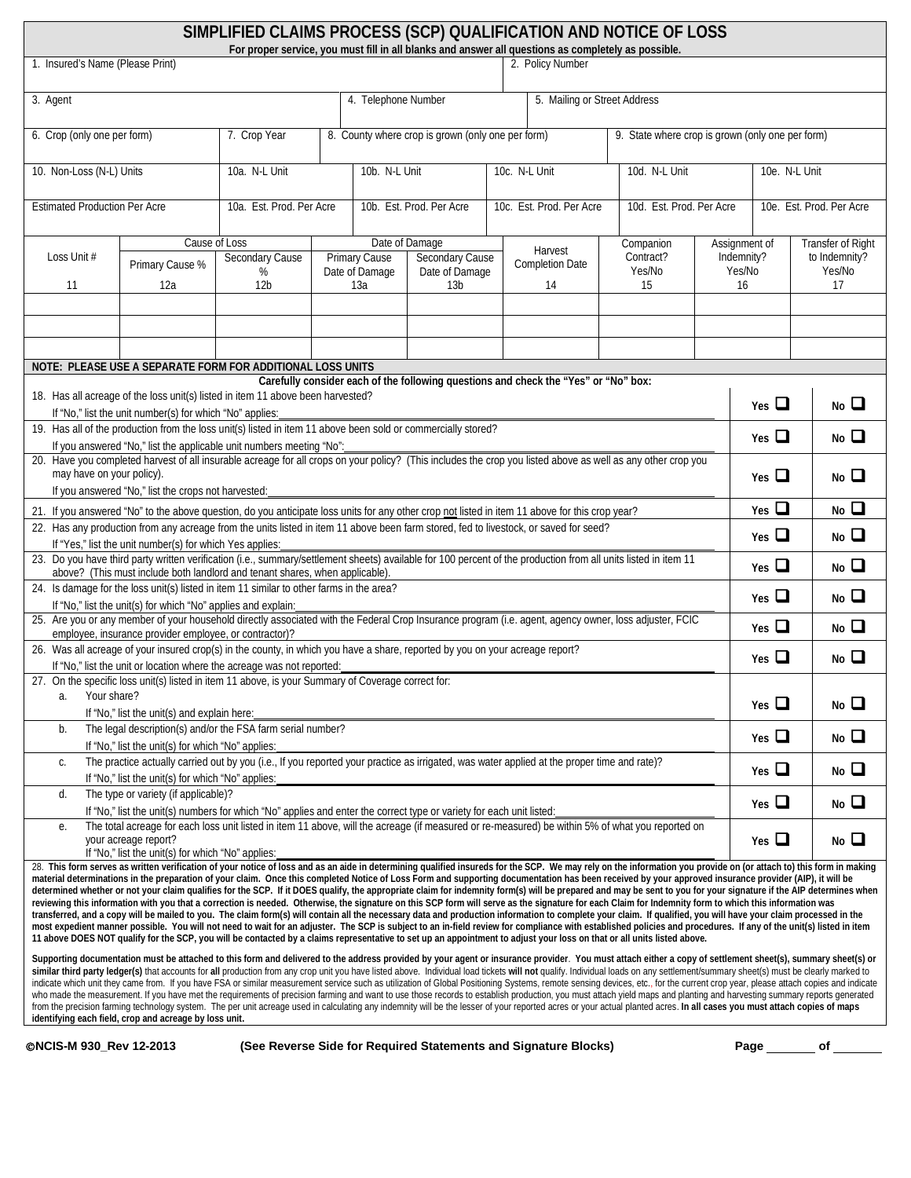# SIMPLIFIED CLAIMS PROCESS (SCP) QUALIFICATION AND NOTICE OF LOSS

**For proper service, you must fill in all blanks and answer all questions as completely as possible.**

| 1. Insured's Name (Please Print) | 2. Policy Number |
|---|---|
| | |

| 3. Agent | 4. Telephone Number | 5. Mailing or Street Address |
|---|---|---|
| | | |

| 6. Crop (only one per form) | 7. Crop Year | 8. County where crop is grown (only one per form) | 9. State where crop is grown (only one per form) |
|---|---|---|---|
| | | | |

| 10. Non-Loss (N-L) Units | 10a. N-L Unit | 10b. N-L Unit | 10c. N-L Unit | 10d. N-L Unit | 10e. N-L Unit |
|---|---|---|---|---|---|
| Estimated Production Per Acre | 10a. Est. Prod. Per Acre | 10b. Est. Prod. Per Acre | 10c. Est. Prod. Per Acre | 10d. Est. Prod. Per Acre | 10e. Est. Prod. Per Acre |
| | | | | | |

| Loss Unit # | Cause of Loss | | Date of Damage | | Harvest Completion Date | Companion Contract? Yes/No | Assignment of Indemnity? Yes/No | Transfer of Right to Indemnity? Yes/No |
|---|---|---|---|---|---|---|---|---|
| | Primary Cause % | Secondary Cause % | Primary Cause Date of Damage | Secondary Cause Date of Damage | | | | |
| 11 | 12a | 12b | 13a | 13b | 14 | 15 | 16 | 17 |
| | | | | | | | | |
| | | | | | | | | |
| | | | | | | | | |

**NOTE: PLEASE USE A SEPARATE FORM FOR ADDITIONAL LOSS UNITS**

**Carefully consider each of the following questions and check the "Yes" or "No" box:**

18. Has all acreage of the loss unit(s) listed in item 11 above been harvested? Yes ☐ No ☐
    If "No," list the unit number(s) for which "No" applies: ____________

19. Has all of the production from the loss unit(s) listed in item 11 above been sold or commercially stored? Yes ☐ No ☐
    If you answered "No," list the applicable unit numbers meeting "No": ____________

20. Have you completed harvest of all insurable acreage for all crops on your policy? (This includes the crop you listed above as well as any other crop you may have on your policy). Yes ☐ No ☐
    If you answered "No," list the crops not harvested: ____________

21. If you answered "No" to the above question, do you anticipate loss units for any other crop not listed in item 11 above for this crop year? Yes ☐ No ☐

22. Has any production from any acreage from the units listed in item 11 above been farm stored, fed to livestock, or saved for seed? Yes ☐ No ☐
    If "Yes," list the unit number(s) for which Yes applies: ____________

23. Do you have third party written verification (i.e., summary/settlement sheets) available for 100 percent of the production from all units listed in item 11 above? (This must include both landlord and tenant shares, when applicable). Yes ☐ No ☐

24. Is damage for the loss unit(s) listed in item 11 similar to other farms in the area? Yes ☐ No ☐
    If "No," list the unit(s) for which "No" applies and explain: ____________

25. Are you or any member of your household directly associated with the Federal Crop Insurance program (i.e. agent, agency owner, loss adjuster, FCIC employee, insurance provider employee, or contractor)? Yes ☐ No ☐

26. Was all acreage of your insured crop(s) in the county, in which you have a share, reported by you on your acreage report? Yes ☐ No ☐
    If "No," list the unit or location where the acreage was not reported: ____________

27. On the specific loss unit(s) listed in item 11 above, is your Summary of Coverage correct for:
    a. Your share? Yes ☐ No ☐
       If "No," list the unit(s) and explain here: ____________
    b. The legal description(s) and/or the FSA farm serial number? Yes ☐ No ☐
       If "No," list the unit(s) for which "No" applies: ____________
    c. The practice actually carried out by you (i.e., If you reported your practice as irrigated, was water applied at the proper time and rate)? Yes ☐ No ☐
       If "No," list the unit(s) for which "No" applies: ____________
    d. The type or variety (if applicable)? Yes ☐ No ☐
       If "No," list the unit(s) numbers for which "No" applies and enter the correct type or variety for each unit listed: ____________
    e. The total acreage for each loss unit listed in item 11 above, will the acreage (if measured or re-measured) be within 5% of what you reported on your acreage report? Yes ☐ No ☐
       If "No," list the unit(s) for which "No" applies: ____________

28. **This form serves as written verification of your notice of loss and as an aide in determining qualified insureds for the SCP. We may rely on the information you provide on (or attach to) this form in making material determinations in the preparation of your claim. Once this completed Notice of Loss Form and supporting documentation has been received by your approved insurance provider (AIP), it will be determined whether or not your claim qualifies for the SCP. If it DOES qualify, the appropriate claim for indemnity form(s) will be prepared and may be sent to you for your signature if the AIP determines when reviewing this information with you that a correction is needed. Otherwise, the signature on this SCP form will serve as the signature for each Claim for Indemnity form to which this information was transferred, and a copy will be mailed to you. The claim form(s) will contain all the necessary data and production information to complete your claim. If qualified, you will have your claim processed in the most expedient manner possible. You will not need to wait for an adjuster. The SCP is subject to an in-field review for compliance with established policies and procedures. If any of the unit(s) listed in item 11 above DOES NOT qualify for the SCP, you will be contacted by a claims representative to set up an appointment to adjust your loss on that or all units listed above.**

**Supporting documentation must be attached to this form and delivered to the address provided by your agent or insurance provider**. **You must attach either a copy of settlement sheet(s), summary sheet(s) or similar third party ledger(s)** that accounts for **all** production from any crop unit you have listed above. Individual load tickets **will not** qualify. Individual loads on any settlement/summary sheet(s) must be clearly marked to indicate which unit they came from. If you have FSA or similar measurement service such as utilization of Global Positioning Systems, remote sensing devices, etc., for the current crop year, please attach copies and indicate who made the measurement. If you have met the requirements of precision farming and want to use those records to establish production, you must attach yield maps and planting and harvesting summary reports generated from the precision farming technology system. The per unit acreage used in calculating any indemnity will be the lesser of your reported acres or your actual planted acres. **In all cases you must attach copies of maps identifying each field, crop and acreage by loss unit.**

©NCIS-M 930_Rev 12-2013 (See Reverse Side for Required Statements and Signature Blocks) Page ______ of ______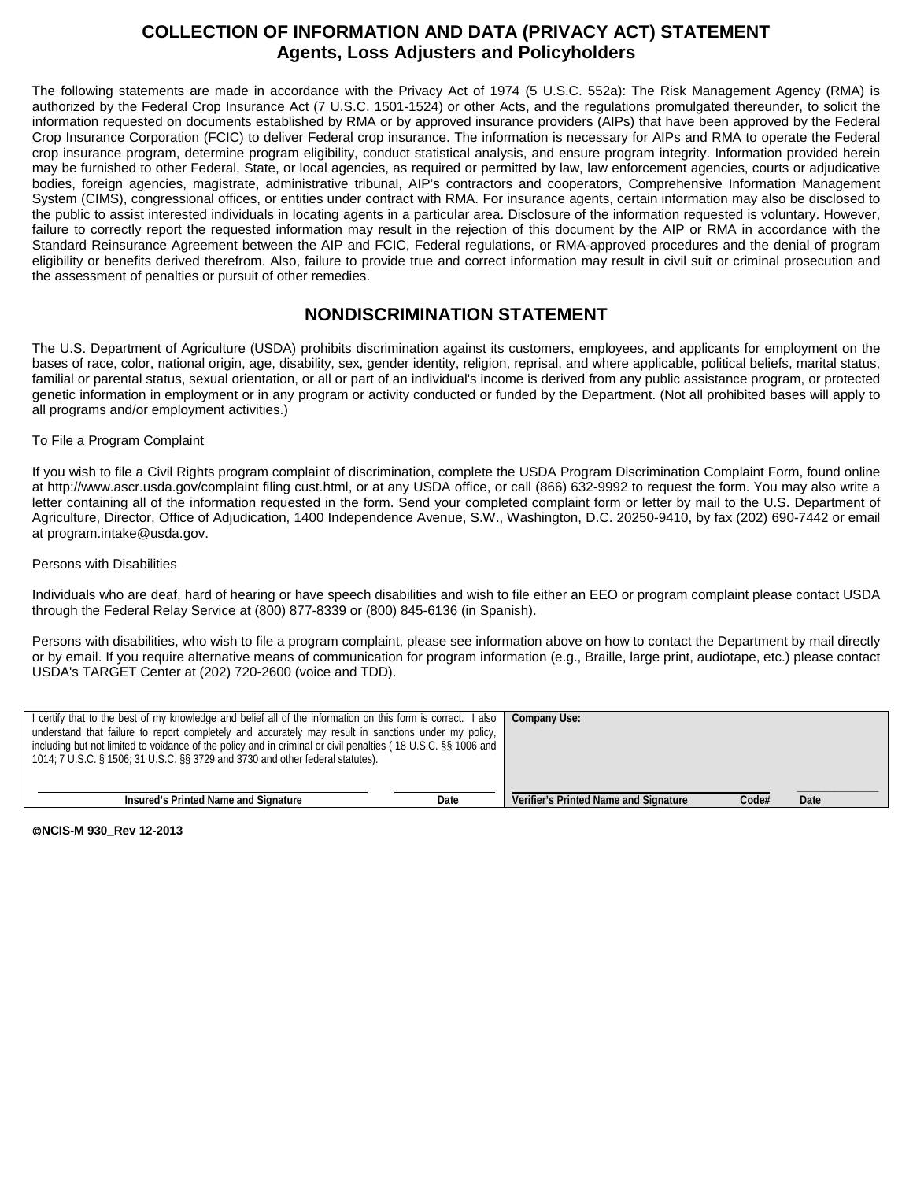# COLLECTION OF INFORMATION AND DATA (PRIVACY ACT) STATEMENT
## Agents, Loss Adjusters and Policyholders

The following statements are made in accordance with the Privacy Act of 1974 (5 U.S.C. 552a): The Risk Management Agency (RMA) is authorized by the Federal Crop Insurance Act (7 U.S.C. 1501-1524) or other Acts, and the regulations promulgated thereunder, to solicit the information requested on documents established by RMA or by approved insurance providers (AIPs) that have been approved by the Federal Crop Insurance Corporation (FCIC) to deliver Federal crop insurance. The information is necessary for AIPs and RMA to operate the Federal crop insurance program, determine program eligibility, conduct statistical analysis, and ensure program integrity. Information provided herein may be furnished to other Federal, State, or local agencies, as required or permitted by law, law enforcement agencies, courts or adjudicative bodies, foreign agencies, magistrate, administrative tribunal, AIP's contractors and cooperators, Comprehensive Information Management System (CIMS), congressional offices, or entities under contract with RMA. For insurance agents, certain information may also be disclosed to the public to assist interested individuals in locating agents in a particular area. Disclosure of the information requested is voluntary. However, failure to correctly report the requested information may result in the rejection of this document by the AIP or RMA in accordance with the Standard Reinsurance Agreement between the AIP and FCIC, Federal regulations, or RMA-approved procedures and the denial of program eligibility or benefits derived therefrom. Also, failure to provide true and correct information may result in civil suit or criminal prosecution and the assessment of penalties or pursuit of other remedies.

## NONDISCRIMINATION STATEMENT

The U.S. Department of Agriculture (USDA) prohibits discrimination against its customers, employees, and applicants for employment on the bases of race, color, national origin, age, disability, sex, gender identity, religion, reprisal, and where applicable, political beliefs, marital status, familial or parental status, sexual orientation, or all or part of an individual's income is derived from any public assistance program, or protected genetic information in employment or in any program or activity conducted or funded by the Department. (Not all prohibited bases will apply to all programs and/or employment activities.)

To File a Program Complaint

If you wish to file a Civil Rights program complaint of discrimination, complete the USDA Program Discrimination Complaint Form, found online at http://www.ascr.usda.gov/complaint filing cust.html, or at any USDA office, or call (866) 632-9992 to request the form. You may also write a letter containing all of the information requested in the form. Send your completed complaint form or letter by mail to the U.S. Department of Agriculture, Director, Office of Adjudication, 1400 Independence Avenue, S.W., Washington, D.C. 20250-9410, by fax (202) 690-7442 or email at program.intake@usda.gov.

Persons with Disabilities

Individuals who are deaf, hard of hearing or have speech disabilities and wish to file either an EEO or program complaint please contact USDA through the Federal Relay Service at (800) 877-8339 or (800) 845-6136 (in Spanish).

Persons with disabilities, who wish to file a program complaint, please see information above on how to contact the Department by mail directly or by email. If you require alternative means of communication for program information (e.g., Braille, large print, audiotape, etc.) please contact USDA's TARGET Center at (202) 720-2600 (voice and TDD).

| | | | | |
|---|---|---|---|---|
| I certify that to the best of my knowledge and belief all of the information on this form is correct. I also understand that failure to report completely and accurately may result in sanctions under my policy, including but not limited to voidance of the policy and in criminal or civil penalties ( 18 U.S.C. §§ 1006 and 1014; 7 U.S.C. § 1506; 31 U.S.C. §§ 3729 and 3730 and other federal statutes). | | **Company Use:** | | |
| **Insured's Printed Name and Signature** | **Date** | **Verifier's Printed Name and Signature** | **Code#** | **Date** |

**©NCIS-M 930_Rev 12-2013**